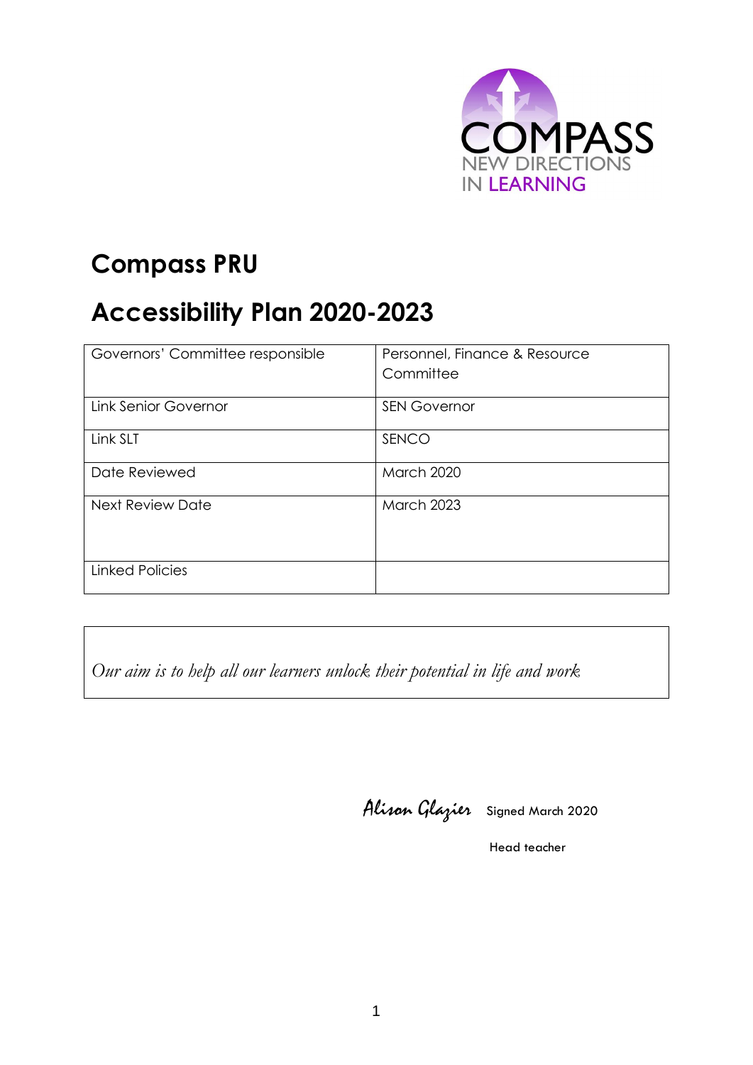COMPASS
NEW DIRECTIONS
IN LEARNING

# Compass PRU

# Accessibility Plan 2020-2023

| | |
|---|---|
| Governors' Committee responsible | Personnel, Finance & Resource Committee |
| Link Senior Governor | SEN Governor |
| Link SLT | SENCO |
| Date Reviewed | March 2020 |
| Next Review Date | March 2023 |
| Linked Policies | |

*Our aim is to help all our learners unlock their potential in life and work*

Alison Glazier Signed March 2020

Head teacher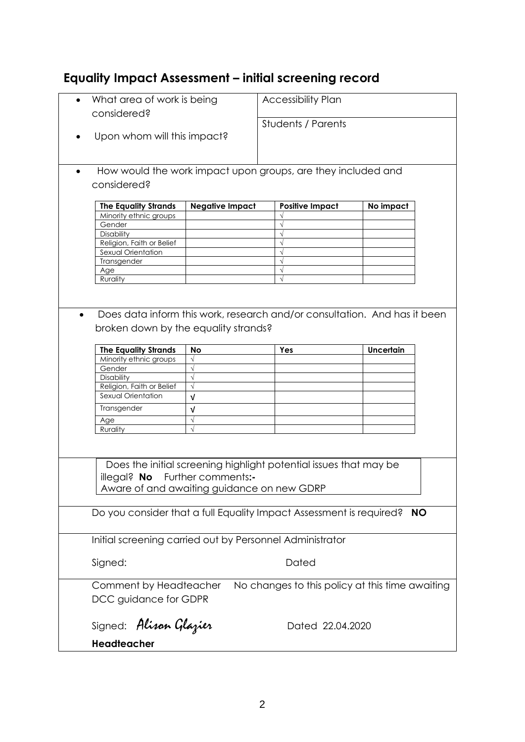## Equality Impact Assessment – initial screening record

- What area of work is being considered? — Accessibility Plan
- Upon whom will this impact? — Students / Parents

- How would the work impact upon groups, are they included and considered?

| The Equality Strands | Negative Impact | Positive Impact | No impact |
|---|---|---|---|
| Minority ethnic groups | | √ | |
| Gender | | √ | |
| Disability | | √ | |
| Religion, Faith or Belief | | √ | |
| Sexual Orientation | | √ | |
| Transgender | | √ | |
| Age | | √ | |
| Rurality | | √ | |

- Does data inform this work, research and/or consultation. And has it been broken down by the equality strands?

| The Equality Strands | No | Yes | Uncertain |
|---|---|---|---|
| Minority ethnic groups | √ | | |
| Gender | √ | | |
| Disability | √ | | |
| Religion, Faith or Belief | √ | | |
| Sexual Orientation | √ | | |
| Transgender | √ | | |
| Age | √ | | |
| Rurality | √ | | |

Does the initial screening highlight potential issues that may be illegal? **No** Further comments**:-**
Aware of and awaiting guidance on new GDRP

Do you consider that a full Equality Impact Assessment is required? **NO**

Initial screening carried out by Personnel Administrator

Signed: Dated

Comment by Headteacher No changes to this policy at this time awaiting DCC guidance for GDPR

Signed: *Alison Glazier* Dated 22.04.2020

**Headteacher**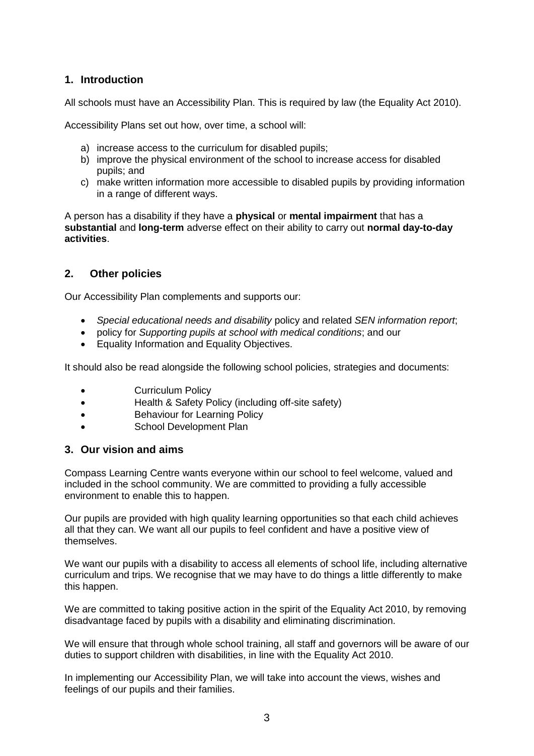## 1. Introduction

All schools must have an Accessibility Plan. This is required by law (the Equality Act 2010).

Accessibility Plans set out how, over time, a school will:

a) increase access to the curriculum for disabled pupils;
b) improve the physical environment of the school to increase access for disabled pupils; and
c) make written information more accessible to disabled pupils by providing information in a range of different ways.

A person has a disability if they have a **physical** or **mental impairment** that has a **substantial** and **long-term** adverse effect on their ability to carry out **normal day-to-day activities**.

## 2. Other policies

Our Accessibility Plan complements and supports our:

- *Special educational needs and disability* policy and related *SEN information report*;
- policy for *Supporting pupils at school with medical conditions*; and our
- Equality Information and Equality Objectives.

It should also be read alongside the following school policies, strategies and documents:

- Curriculum Policy
- Health & Safety Policy (including off-site safety)
- Behaviour for Learning Policy
- School Development Plan

## 3. Our vision and aims

Compass Learning Centre wants everyone within our school to feel welcome, valued and included in the school community. We are committed to providing a fully accessible environment to enable this to happen.

Our pupils are provided with high quality learning opportunities so that each child achieves all that they can. We want all our pupils to feel confident and have a positive view of themselves.

We want our pupils with a disability to access all elements of school life, including alternative curriculum and trips. We recognise that we may have to do things a little differently to make this happen.

We are committed to taking positive action in the spirit of the Equality Act 2010, by removing disadvantage faced by pupils with a disability and eliminating discrimination.

We will ensure that through whole school training, all staff and governors will be aware of our duties to support children with disabilities, in line with the Equality Act 2010.

In implementing our Accessibility Plan, we will take into account the views, wishes and feelings of our pupils and their families.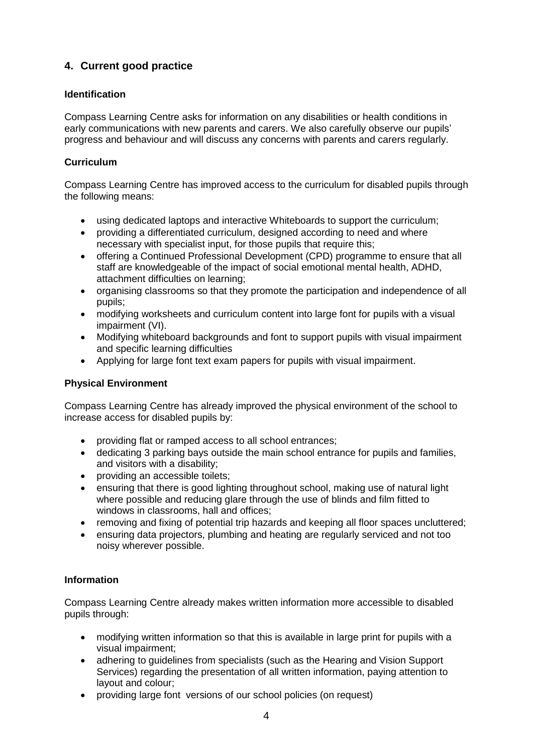## 4. Current good practice

### Identification

Compass Learning Centre asks for information on any disabilities or health conditions in early communications with new parents and carers. We also carefully observe our pupils' progress and behaviour and will discuss any concerns with parents and carers regularly.

### Curriculum

Compass Learning Centre has improved access to the curriculum for disabled pupils through the following means:

- using dedicated laptops and interactive Whiteboards to support the curriculum;
- providing a differentiated curriculum, designed according to need and where necessary with specialist input, for those pupils that require this;
- offering a Continued Professional Development (CPD) programme to ensure that all staff are knowledgeable of the impact of social emotional mental health, ADHD, attachment difficulties on learning;
- organising classrooms so that they promote the participation and independence of all pupils;
- modifying worksheets and curriculum content into large font for pupils with a visual impairment (VI).
- Modifying whiteboard backgrounds and font to support pupils with visual impairment and specific learning difficulties
- Applying for large font text exam papers for pupils with visual impairment.

### Physical Environment

Compass Learning Centre has already improved the physical environment of the school to increase access for disabled pupils by:

- providing flat or ramped access to all school entrances;
- dedicating 3 parking bays outside the main school entrance for pupils and families, and visitors with a disability;
- providing an accessible toilets;
- ensuring that there is good lighting throughout school, making use of natural light where possible and reducing glare through the use of blinds and film fitted to windows in classrooms, hall and offices;
- removing and fixing of potential trip hazards and keeping all floor spaces uncluttered;
- ensuring data projectors, plumbing and heating are regularly serviced and not too noisy wherever possible.

### Information

Compass Learning Centre already makes written information more accessible to disabled pupils through:

- modifying written information so that this is available in large print for pupils with a visual impairment;
- adhering to guidelines from specialists (such as the Hearing and Vision Support Services) regarding the presentation of all written information, paying attention to layout and colour;
- providing large font versions of our school policies (on request)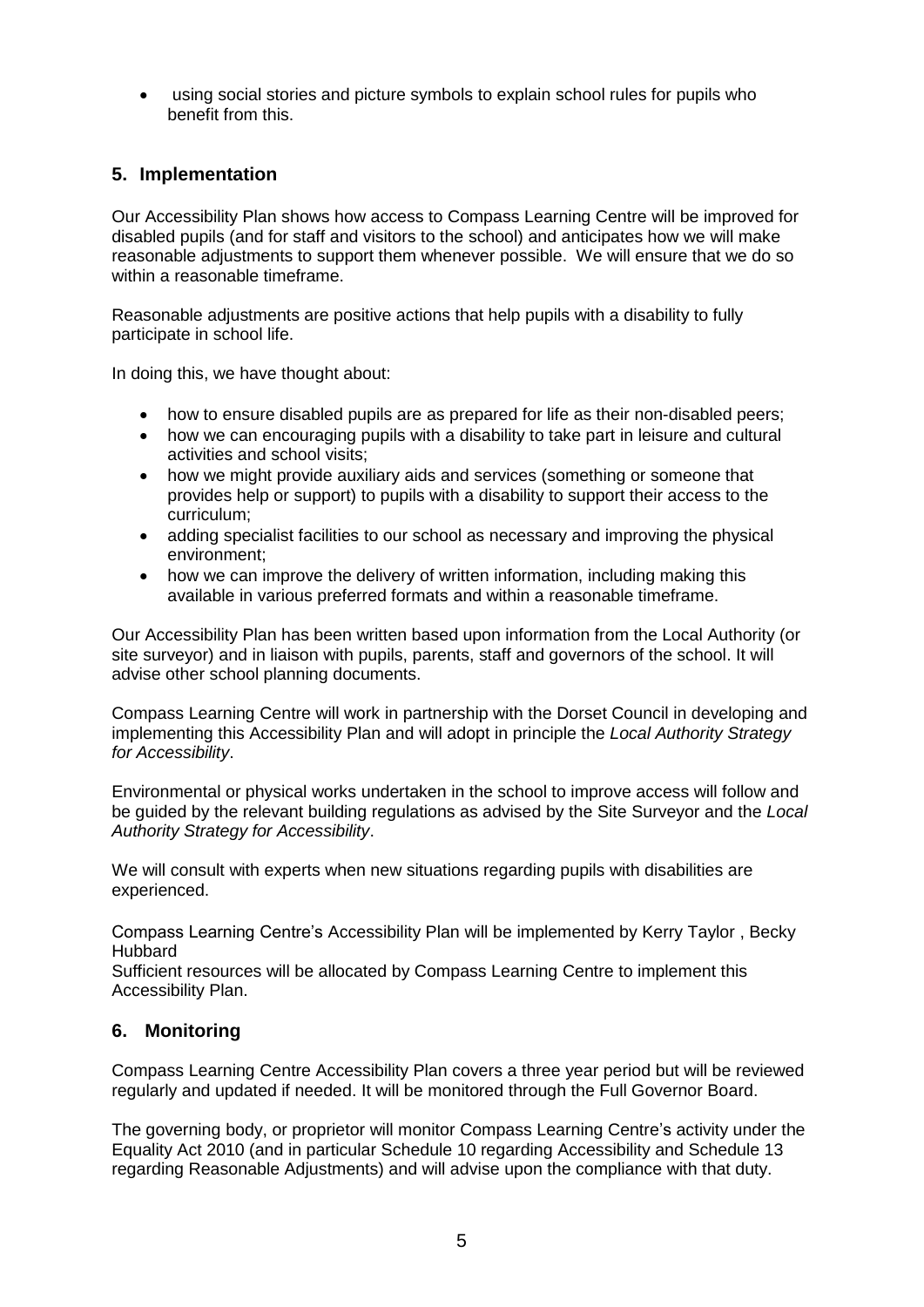- using social stories and picture symbols to explain school rules for pupils who benefit from this.

## 5. Implementation

Our Accessibility Plan shows how access to Compass Learning Centre will be improved for disabled pupils (and for staff and visitors to the school) and anticipates how we will make reasonable adjustments to support them whenever possible. We will ensure that we do so within a reasonable timeframe.

Reasonable adjustments are positive actions that help pupils with a disability to fully participate in school life.

In doing this, we have thought about:

- how to ensure disabled pupils are as prepared for life as their non-disabled peers;
- how we can encouraging pupils with a disability to take part in leisure and cultural activities and school visits;
- how we might provide auxiliary aids and services (something or someone that provides help or support) to pupils with a disability to support their access to the curriculum;
- adding specialist facilities to our school as necessary and improving the physical environment;
- how we can improve the delivery of written information, including making this available in various preferred formats and within a reasonable timeframe.

Our Accessibility Plan has been written based upon information from the Local Authority (or site surveyor) and in liaison with pupils, parents, staff and governors of the school. It will advise other school planning documents.

Compass Learning Centre will work in partnership with the Dorset Council in developing and implementing this Accessibility Plan and will adopt in principle the *Local Authority Strategy for Accessibility*.

Environmental or physical works undertaken in the school to improve access will follow and be guided by the relevant building regulations as advised by the Site Surveyor and the *Local Authority Strategy for Accessibility*.

We will consult with experts when new situations regarding pupils with disabilities are experienced.

Compass Learning Centre's Accessibility Plan will be implemented by Kerry Taylor , Becky Hubbard
Sufficient resources will be allocated by Compass Learning Centre to implement this Accessibility Plan.

## 6. Monitoring

Compass Learning Centre Accessibility Plan covers a three year period but will be reviewed regularly and updated if needed. It will be monitored through the Full Governor Board.

The governing body, or proprietor will monitor Compass Learning Centre's activity under the Equality Act 2010 (and in particular Schedule 10 regarding Accessibility and Schedule 13 regarding Reasonable Adjustments) and will advise upon the compliance with that duty.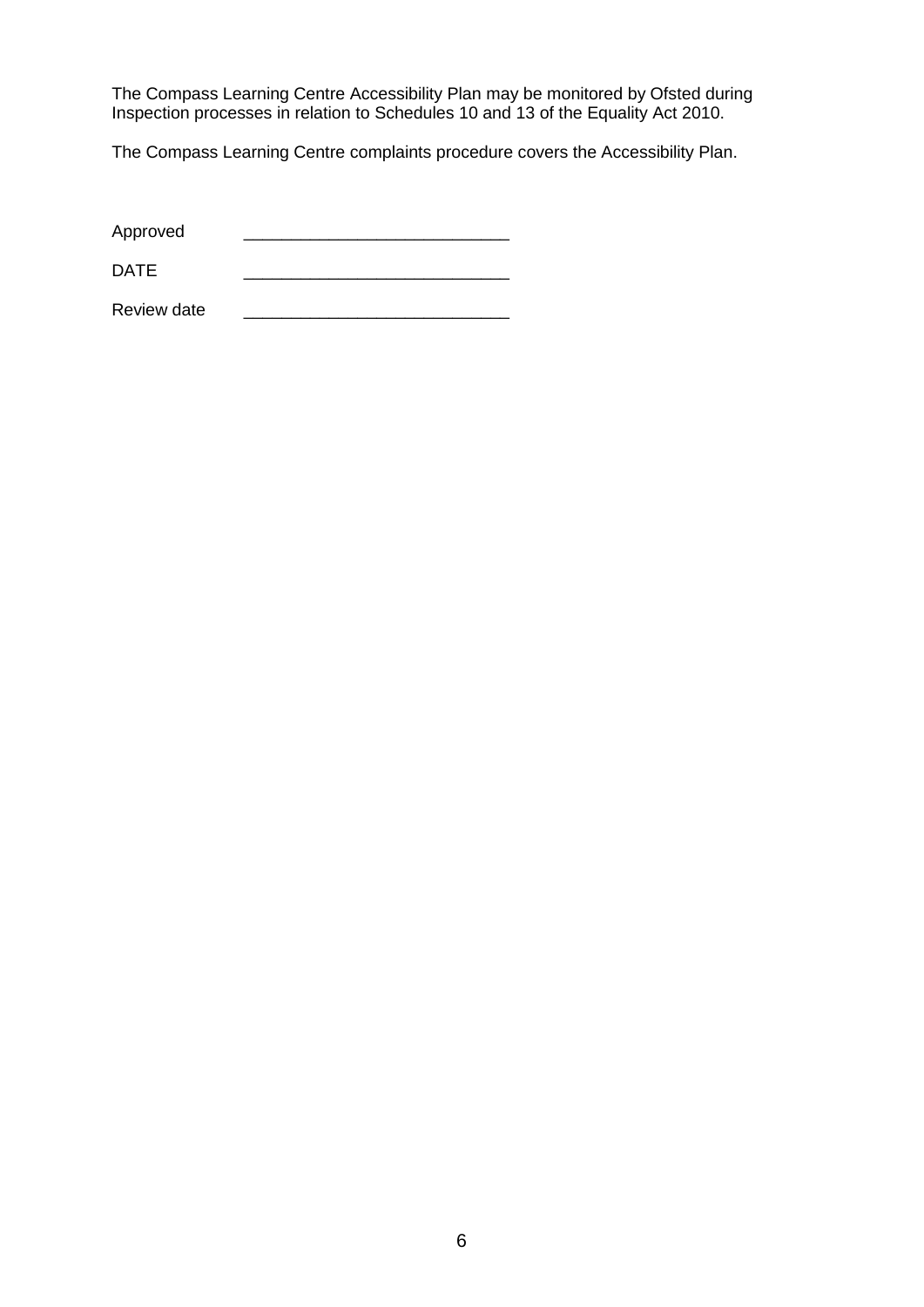The Compass Learning Centre Accessibility Plan may be monitored by Ofsted during Inspection processes in relation to Schedules 10 and 13 of the Equality Act 2010.

The Compass Learning Centre complaints procedure covers the Accessibility Plan.

Approved ____________________________

DATE ____________________________

Review date ____________________________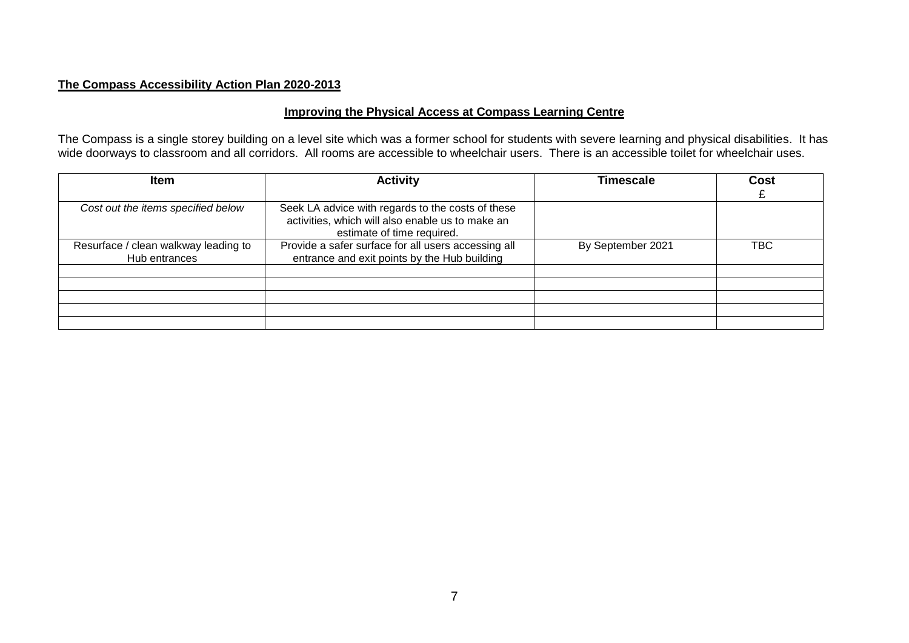**The Compass Accessibility Action Plan 2020-2013**

**Improving the Physical Access at Compass Learning Centre**

The Compass is a single storey building on a level site which was a former school for students with severe learning and physical disabilities. It has wide doorways to classroom and all corridors. All rooms are accessible to wheelchair users. There is an accessible toilet for wheelchair uses.

| Item | Activity | Timescale | Cost £ |
|---|---|---|---|
| *Cost out the items specified below* | Seek LA advice with regards to the costs of these activities, which will also enable us to make an estimate of time required. | | |
| Resurface / clean walkway leading to Hub entrances | Provide a safer surface for all users accessing all entrance and exit points by the Hub building | By September 2021 | TBC |
| | | | |
| | | | |
| | | | |
| | | | |
| | | | |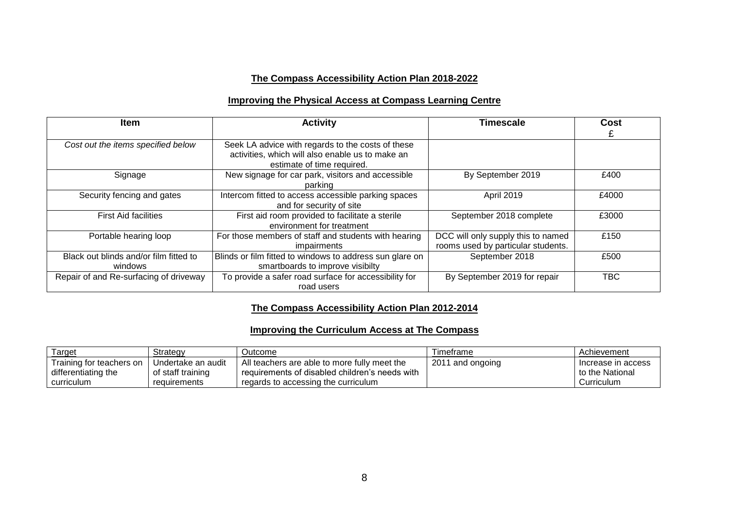## The Compass Accessibility Action Plan 2018-2022

### Improving the Physical Access at Compass Learning Centre

| Item | Activity | Timescale | Cost £ |
|---|---|---|---|
| *Cost out the items specified below* | Seek LA advice with regards to the costs of these activities, which will also enable us to make an estimate of time required. | | |
| Signage | New signage for car park, visitors and accessible parking | By September 2019 | £400 |
| Security fencing and gates | Intercom fitted to access accessible parking spaces and for security of site | April 2019 | £4000 |
| First Aid facilities | First aid room provided to facilitate a sterile environment for treatment | September 2018 complete | £3000 |
| Portable hearing loop | For those members of staff and students with hearing impairments | DCC will only supply this to named rooms used by particular students. | £150 |
| Black out blinds and/or film fitted to windows | Blinds or film fitted to windows to address sun glare on smartboards to improve visibilty | September 2018 | £500 |
| Repair of and Re-surfacing of driveway | To provide a safer road surface for accessibility for road users | By September 2019 for repair | TBC |

## The Compass Accessibility Action Plan 2012-2014

### Improving the Curriculum Access at The Compass

| Target | Strategy | Outcome | Timeframe | Achievement |
|---|---|---|---|---|
| Training for teachers on differentiating the curriculum | Undertake an audit of staff training requirements | All teachers are able to more fully meet the requirements of disabled children's needs with regards to accessing the curriculum | 2011 and ongoing | Increase in access to the National Curriculum |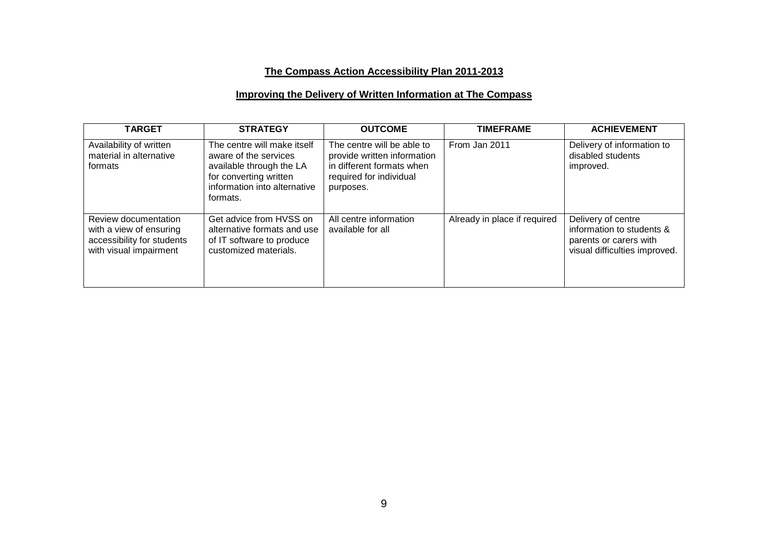## The Compass Action Accessibility Plan 2011-2013

### Improving the Delivery of Written Information at The Compass

| TARGET | STRATEGY | OUTCOME | TIMEFRAME | ACHIEVEMENT |
|---|---|---|---|---|
| Availability of written material in alternative formats | The centre will make itself aware of the services available through the LA for converting written information into alternative formats. | The centre will be able to provide written information in different formats when required for individual purposes. | From Jan 2011 | Delivery of information to disabled students improved. |
| Review documentation with a view of ensuring accessibility for students with visual impairment | Get advice from HVSS on alternative formats and use of IT software to produce customized materials. | All centre information available for all | Already in place if required | Delivery of centre information to students & parents or carers with visual difficulties improved. |